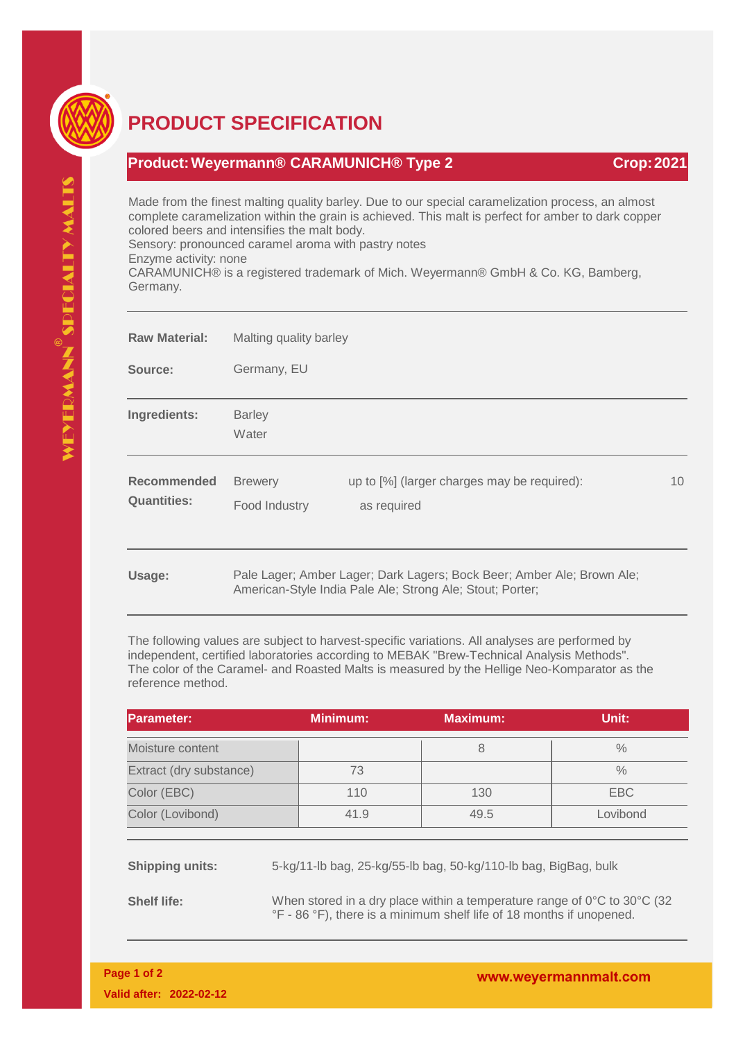# PRODUCT SPECIFICATION

**Product: Weyermann® CARAMUNICH® Type 2** — **Crop: 2021**

Made from the finest malting quality barley. Due to our special caramelization process, an almost complete caramelization within the grain is achieved. This malt is perfect for amber to dark copper colored beers and intensifies the malt body.
Sensory: pronounced caramel aroma with pastry notes
Enzyme activity: none
CARAMUNICH® is a registered trademark of Mich. Weyermann® GmbH & Co. KG, Bamberg, Germany.

**Raw Material:** Malting quality barley

**Source:** Germany, EU

**Ingredients:** Barley, Water

**Recommended Quantities:**

| | | |
|---|---|---|
| Brewery | up to [%] (larger charges may be required): | 10 |
| Food Industry | as required | |

**Usage:** Pale Lager; Amber Lager; Dark Lagers; Bock Beer; Amber Ale; Brown Ale; American-Style India Pale Ale; Strong Ale; Stout; Porter;

The following values are subject to harvest-specific variations. All analyses are performed by independent, certified laboratories according to MEBAK "Brew-Technical Analysis Methods". The color of the Caramel- and Roasted Malts is measured by the Hellige Neo-Komparator as the reference method.

| Parameter: | Minimum: | Maximum: | Unit: |
|---|---|---|---|
| Moisture content | | 8 | % |
| Extract (dry substance) | 73 | | % |
| Color (EBC) | 110 | 130 | EBC |
| Color (Lovibond) | 41.9 | 49.5 | Lovibond |

**Shipping units:** 5-kg/11-lb bag, 25-kg/55-lb bag, 50-kg/110-lb bag, BigBag, bulk

**Shelf life:** When stored in a dry place within a temperature range of 0°C to 30°C (32 °F - 86 °F), there is a minimum shelf life of 18 months if unopened.

Valid after: 2022-02-12

www.weyermannmalt.com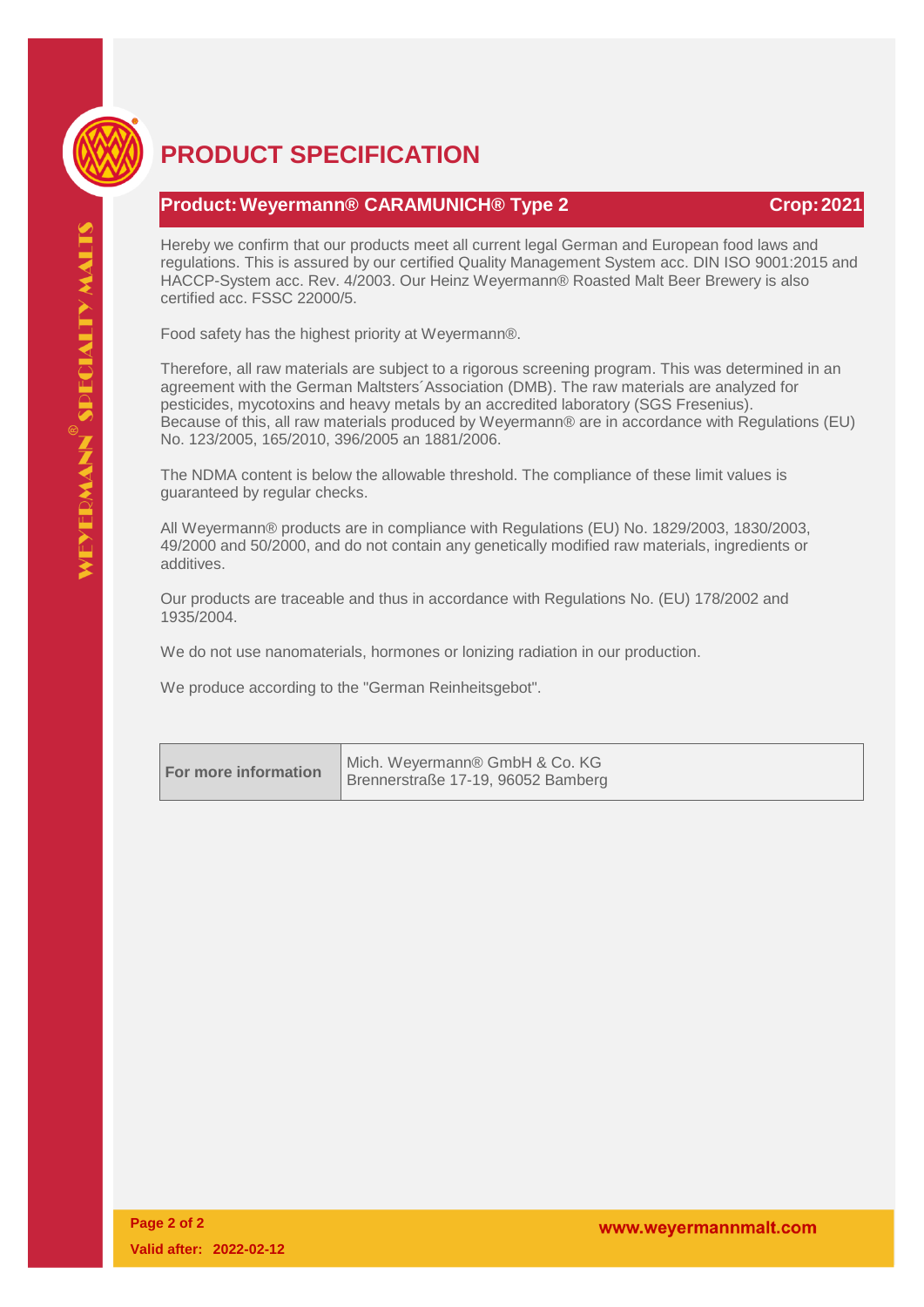# PRODUCT SPECIFICATION

**Product: Weyermann® CARAMUNICH® Type 2** **Crop: 2021**

Hereby we confirm that our products meet all current legal German and European food laws and regulations. This is assured by our certified Quality Management System acc. DIN ISO 9001:2015 and HACCP-System acc. Rev. 4/2003. Our Heinz Weyermann® Roasted Malt Beer Brewery is also certified acc. FSSC 22000/5.

Food safety has the highest priority at Weyermann®.

Therefore, all raw materials are subject to a rigorous screening program. This was determined in an agreement with the German Maltsters´Association (DMB). The raw materials are analyzed for pesticides, mycotoxins and heavy metals by an accredited laboratory (SGS Fresenius). Because of this, all raw materials produced by Weyermann® are in accordance with Regulations (EU) No. 123/2005, 165/2010, 396/2005 an 1881/2006.

The NDMA content is below the allowable threshold. The compliance of these limit values is guaranteed by regular checks.

All Weyermann® products are in compliance with Regulations (EU) No. 1829/2003, 1830/2003, 49/2000 and 50/2000, and do not contain any genetically modified raw materials, ingredients or additives.

Our products are traceable and thus in accordance with Regulations No. (EU) 178/2002 and 1935/2004.

We do not use nanomaterials, hormones or Ionizing radiation in our production.

We produce according to the "German Reinheitsgebot".

| | |
|---|---|
| **For more information** | Mich. Weyermann® GmbH & Co. KG<br>Brennerstraße 17-19, 96052 Bamberg |

**Valid after: 2022-02-12**

**www.weyermannmalt.com**